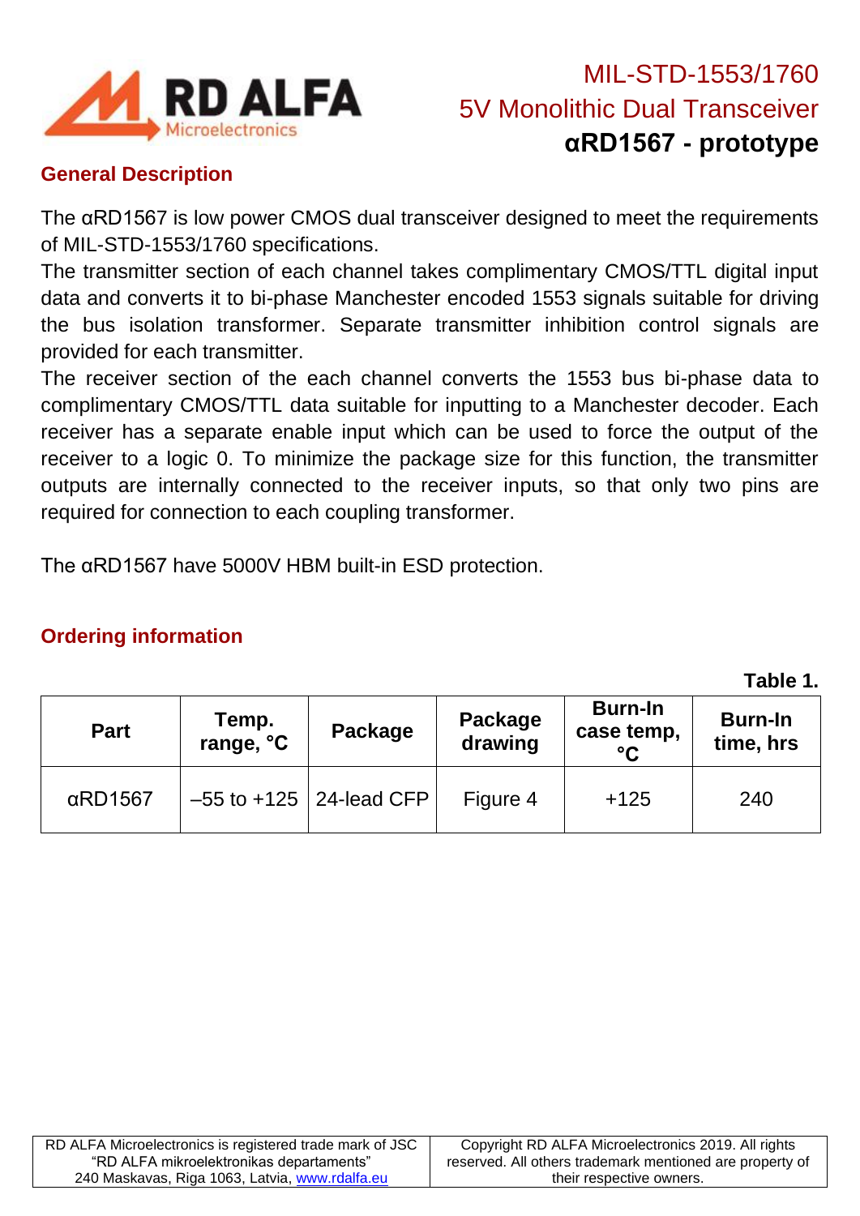RD ALFA
Microelectronics

# MIL-STD-1553/1760
# 5V Monolithic Dual Transceiver
# αRD1567 - prototype

## General Description

The αRD1567 is low power CMOS dual transceiver designed to meet the requirements of MIL-STD-1553/1760 specifications.
The transmitter section of each channel takes complimentary CMOS/TTL digital input data and converts it to bi-phase Manchester encoded 1553 signals suitable for driving the bus isolation transformer. Separate transmitter inhibition control signals are provided for each transmitter.
The receiver section of the each channel converts the 1553 bus bi-phase data to complimentary CMOS/TTL data suitable for inputting to a Manchester decoder. Each receiver has a separate enable input which can be used to force the output of the receiver to a logic 0. To minimize the package size for this function, the transmitter outputs are internally connected to the receiver inputs, so that only two pins are required for connection to each coupling transformer.

The αRD1567 have 5000V HBM built-in ESD protection.

## Ordering information

**Table 1.**

| Part | Temp. range, °C | Package | Package drawing | Burn-In case temp, °C | Burn-In time, hrs |
|---|---|---|---|---|---|
| αRD1567 | –55 to +125 | 24-lead CFP | Figure 4 | +125 | 240 |

RD ALFA Microelectronics is registered trade mark of JSC "RD ALFA mikroelektronikas departaments" 240 Maskavas, Riga 1063, Latvia, www.rdalfa.eu

Copyright RD ALFA Microelectronics 2019. All rights reserved. All others trademark mentioned are property of their respective owners.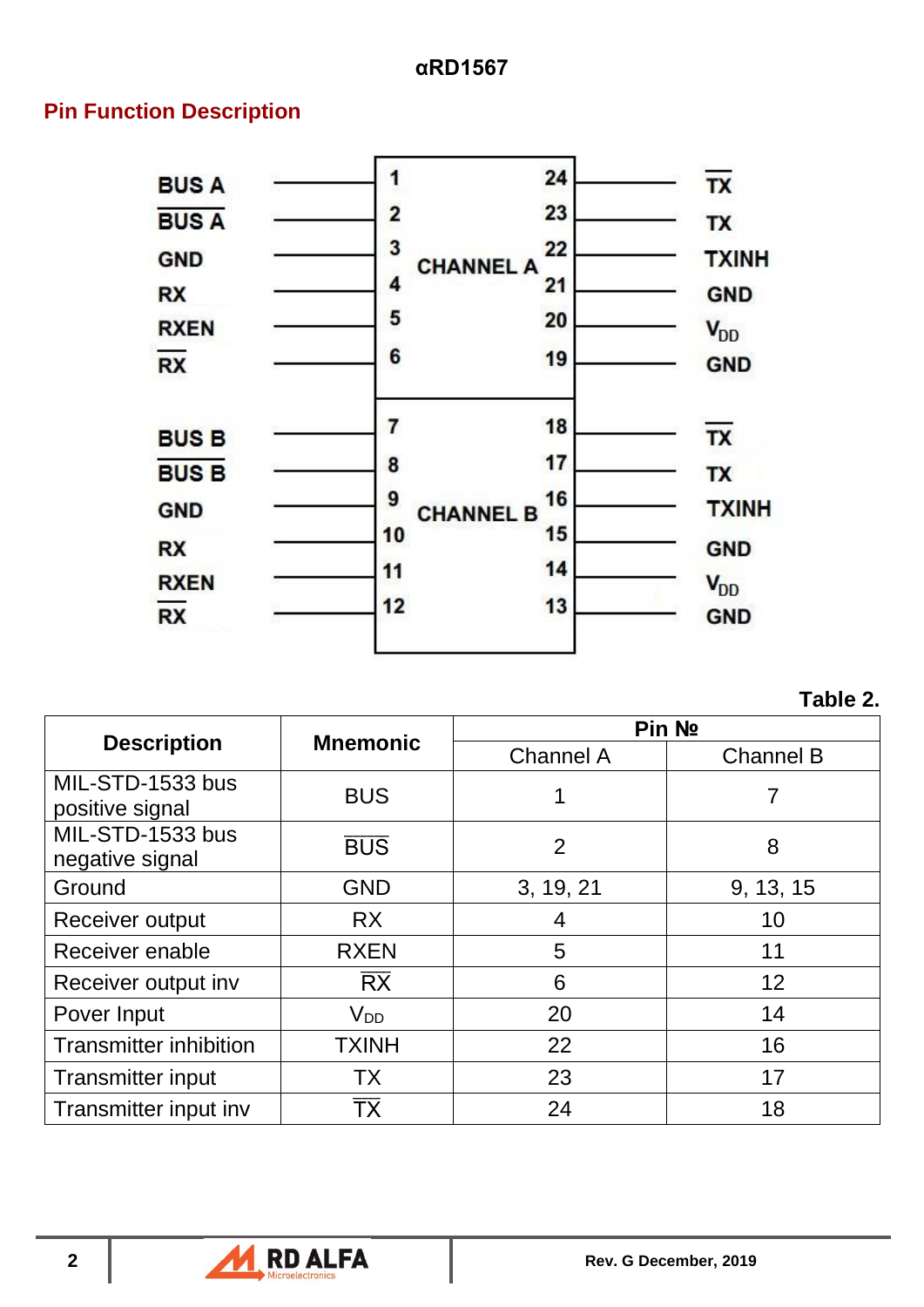## Pin Function Description

BUS A — 1 | 24 — $\overline{TX}$

$\overline{BUS\ A}$ — 2 | 23 — TX

GND — 3 | 22 — TXINH

RX — 4 | 21 — GND

RXEN — 5 | 20 — $V_{DD}$

$\overline{RX}$ — 6 | 19 — GND

CHANNEL A

BUS B — 7 | 18 — $\overline{TX}$

$\overline{BUS\ B}$ — 8 | 17 — TX

GND — 9 | 16 — TXINH

RX — 10 | 15 — GND

RXEN — 11 | 14 — $V_{DD}$

$\overline{RX}$ — 12 | 13 — GND

CHANNEL B

Table 2.

| Description | Mnemonic | Pin № | |
|---|---|---|---|
| | | Channel A | Channel B |
| MIL-STD-1533 bus positive signal | BUS | 1 | 7 |
| MIL-STD-1533 bus negative signal | $\overline{BUS}$ | 2 | 8 |
| Ground | GND | 3, 19, 21 | 9, 13, 15 |
| Receiver output | RX | 4 | 10 |
| Receiver enable | RXEN | 5 | 11 |
| Receiver output inv | $\overline{RX}$ | 6 | 12 |
| Pover Input | $V_{DD}$ | 20 | 14 |
| Transmitter inhibition | TXINH | 22 | 16 |
| Transmitter input | TX | 23 | 17 |
| Transmitter input inv | $\overline{TX}$ | 24 | 18 |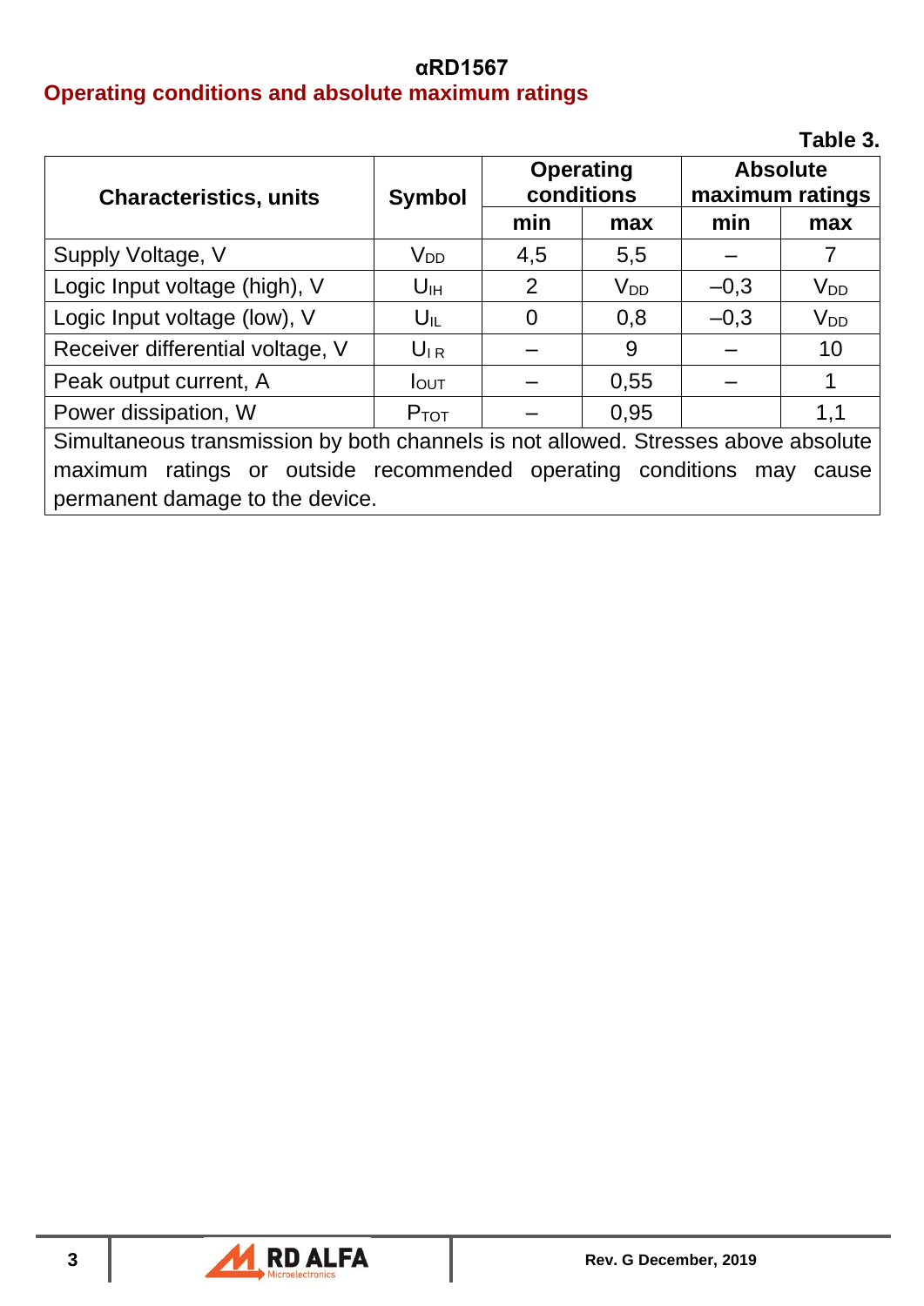**αRD1567**

## Operating conditions and absolute maximum ratings

**Table 3.**

| Characteristics, units | Symbol | Operating conditions | | Absolute maximum ratings | |
|---|---|---|---|---|---|
| | | min | max | min | max |
| Supply Voltage, V | $V_{DD}$ | 4,5 | 5,5 | – | 7 |
| Logic Input voltage (high), V | $U_{IH}$ | 2 | $V_{DD}$ | –0,3 | $V_{DD}$ |
| Logic Input voltage (low), V | $U_{IL}$ | 0 | 0,8 | –0,3 | $V_{DD}$ |
| Receiver differential voltage, V | $U_{IR}$ | – | 9 | – | 10 |
| Peak output current, A | $I_{OUT}$ | – | 0,55 | – | 1 |
| Power dissipation, W | $P_{TOT}$ | – | 0,95 | | 1,1 |
| Simultaneous transmission by both channels is not allowed. Stresses above absolute maximum ratings or outside recommended operating conditions may cause permanent damage to the device. | | | | | |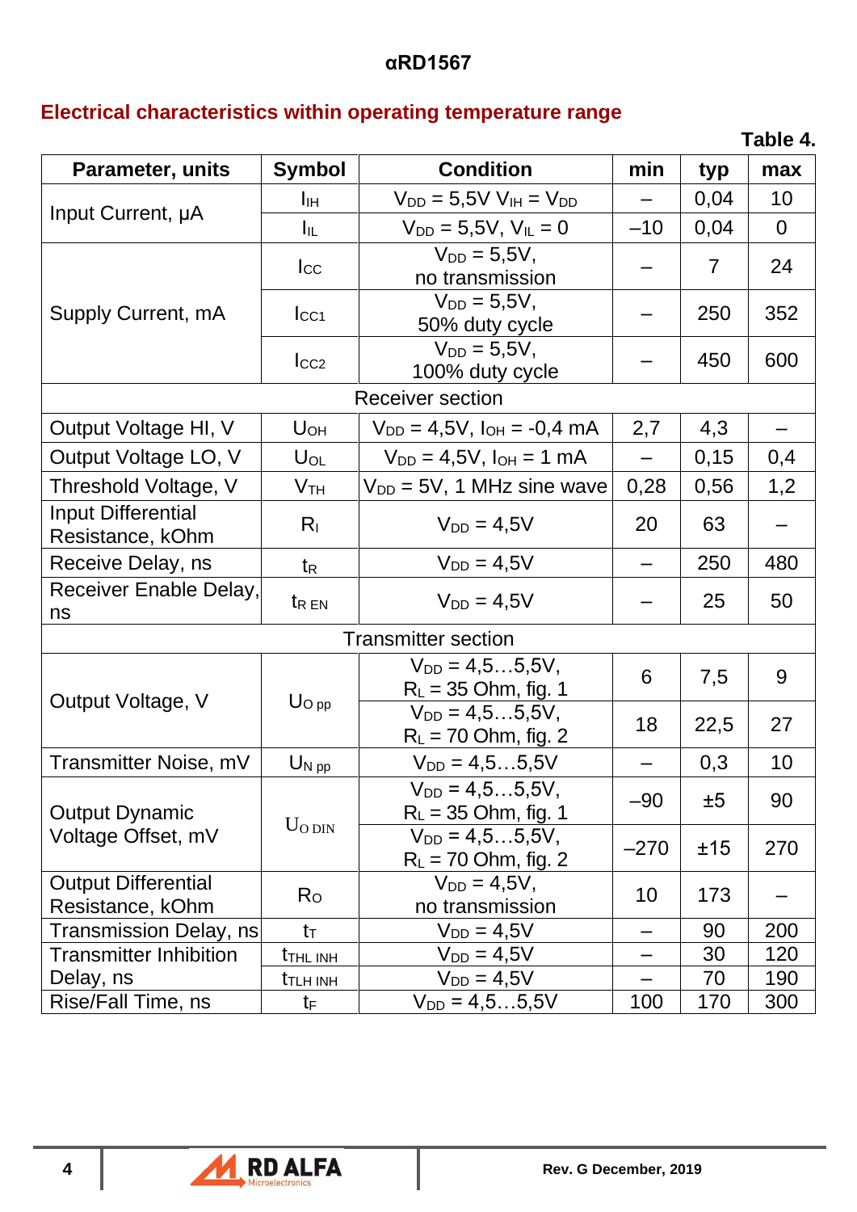## Electrical characteristics within operating temperature range

Table 4.

| Parameter, units | Symbol | Condition | min | typ | max |
|---|---|---|---|---|---|
| Input Current, μA | $I_{IH}$ | $V_{DD}$ = 5,5V $V_{IH} = V_{DD}$ | – | 0,04 | 10 |
| | $I_{IL}$ | $V_{DD}$ = 5,5V, $V_{IL}$ = 0 | –10 | 0,04 | 0 |
| Supply Current, mA | $I_{CC}$ | $V_{DD}$ = 5,5V, no transmission | – | 7 | 24 |
| | $I_{CC1}$ | $V_{DD}$ = 5,5V, 50% duty cycle | – | 250 | 352 |
| | $I_{CC2}$ | $V_{DD}$ = 5,5V, 100% duty cycle | – | 450 | 600 |
| Receiver section | | | | | |
| Output Voltage HI, V | $U_{OH}$ | $V_{DD}$ = 4,5V, $I_{OH}$ = -0,4 mA | 2,7 | 4,3 | – |
| Output Voltage LO, V | $U_{OL}$ | $V_{DD}$ = 4,5V, $I_{OH}$ = 1 mA | – | 0,15 | 0,4 |
| Threshold Voltage, V | $V_{TH}$ | $V_{DD}$ = 5V, 1 MHz sine wave | 0,28 | 0,56 | 1,2 |
| Input Differential Resistance, kOhm | $R_I$ | $V_{DD}$ = 4,5V | 20 | 63 | – |
| Receive Delay, ns | $t_R$ | $V_{DD}$ = 4,5V | – | 250 | 480 |
| Receiver Enable Delay, ns | $t_{R\ EN}$ | $V_{DD}$ = 4,5V | – | 25 | 50 |
| Transmitter section | | | | | |
| Output Voltage, V | $U_{O\ pp}$ | $V_{DD}$ = 4,5…5,5V, $R_L$ = 35 Ohm, fig. 1 | 6 | 7,5 | 9 |
| | | $V_{DD}$ = 4,5…5,5V, $R_L$ = 70 Ohm, fig. 2 | 18 | 22,5 | 27 |
| Transmitter Noise, mV | $U_{N\ pp}$ | $V_{DD}$ = 4,5…5,5V | – | 0,3 | 10 |
| Output Dynamic Voltage Offset, mV | $U_{O\ DIN}$ | $V_{DD}$ = 4,5…5,5V, $R_L$ = 35 Ohm, fig. 1 | –90 | ±5 | 90 |
| | | $V_{DD}$ = 4,5…5,5V, $R_L$ = 70 Ohm, fig. 2 | –270 | ±15 | 270 |
| Output Differential Resistance, kOhm | $R_O$ | $V_{DD}$ = 4,5V, no transmission | 10 | 173 | – |
| Transmission Delay, ns | $t_T$ | $V_{DD}$ = 4,5V | – | 90 | 200 |
| Transmitter Inhibition Delay, ns | $t_{THL\ INH}$ | $V_{DD}$ = 4,5V | – | 30 | 120 |
| | $t_{TLH\ INH}$ | $V_{DD}$ = 4,5V | – | 70 | 190 |
| Rise/Fall Time, ns | $t_F$ | $V_{DD}$ = 4,5…5,5V | 100 | 170 | 300 |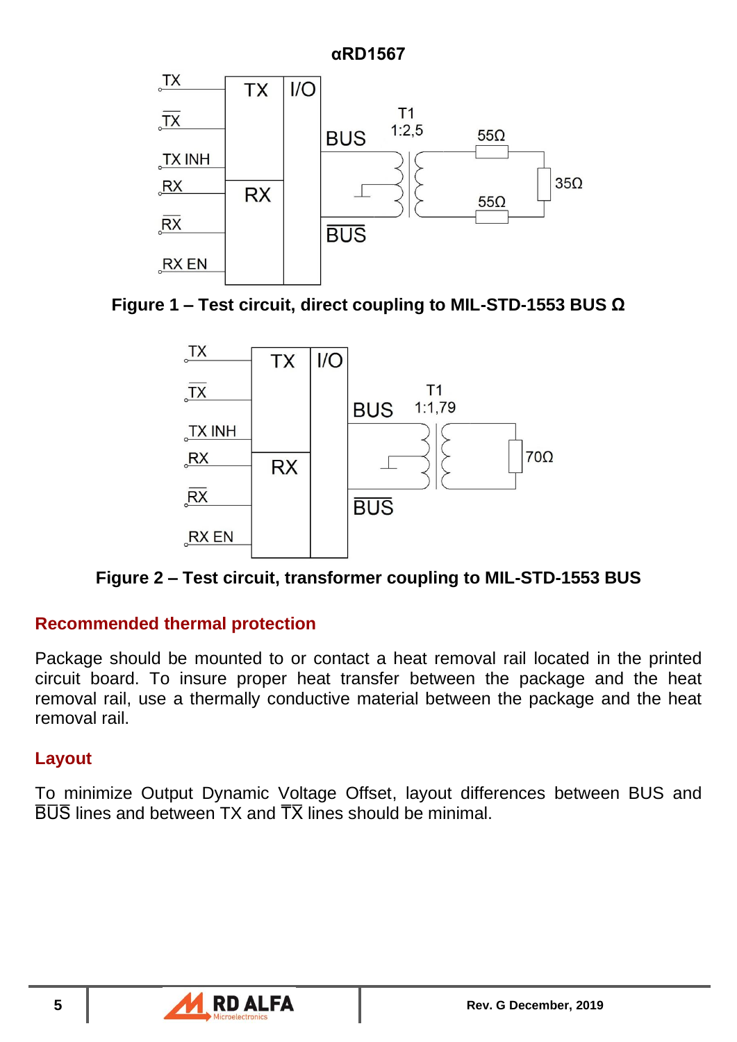αRD1567

Figure 1 – Test circuit, direct coupling to MIL-STD-1553 BUS Ω

Figure 2 – Test circuit, transformer coupling to MIL-STD-1553 BUS

## Recommended thermal protection

Package should be mounted to or contact a heat removal rail located in the printed circuit board. To insure proper heat transfer between the package and the heat removal rail, use a thermally conductive material between the package and the heat removal rail.

## Layout

To minimize Output Dynamic Voltage Offset, layout differences between BUS and $\overline{\text{BUS}}$ lines and between TX and $\overline{\text{TX}}$ lines should be minimal.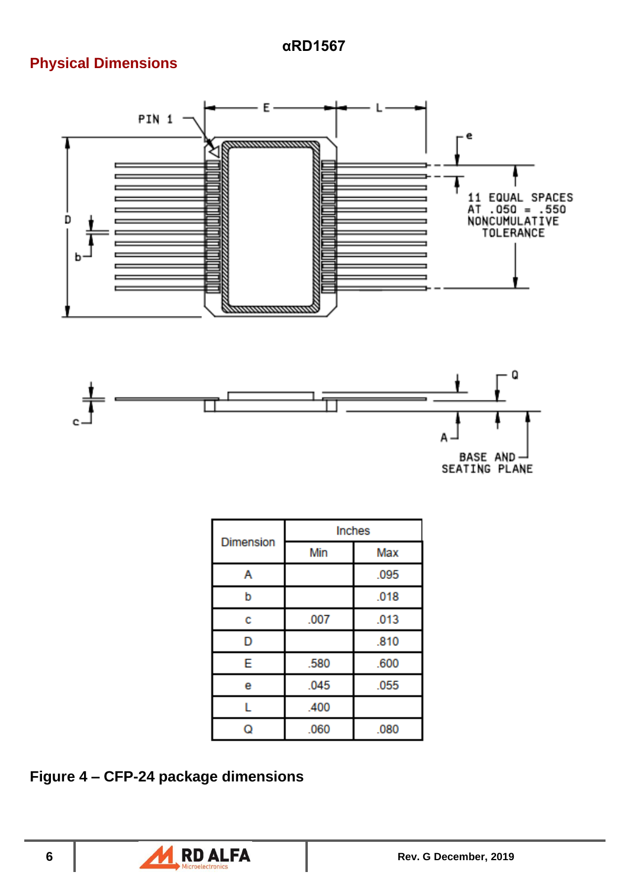## Physical Dimensions

| Dimension | Inches | |
|---|---|---|
| | Min | Max |
| A | | .095 |
| b | | .018 |
| c | .007 | .013 |
| D | | .810 |
| E | .580 | .600 |
| e | .045 | .055 |
| L | .400 | |
| Q | .060 | .080 |

**Figure 4 – CFP-24 package dimensions**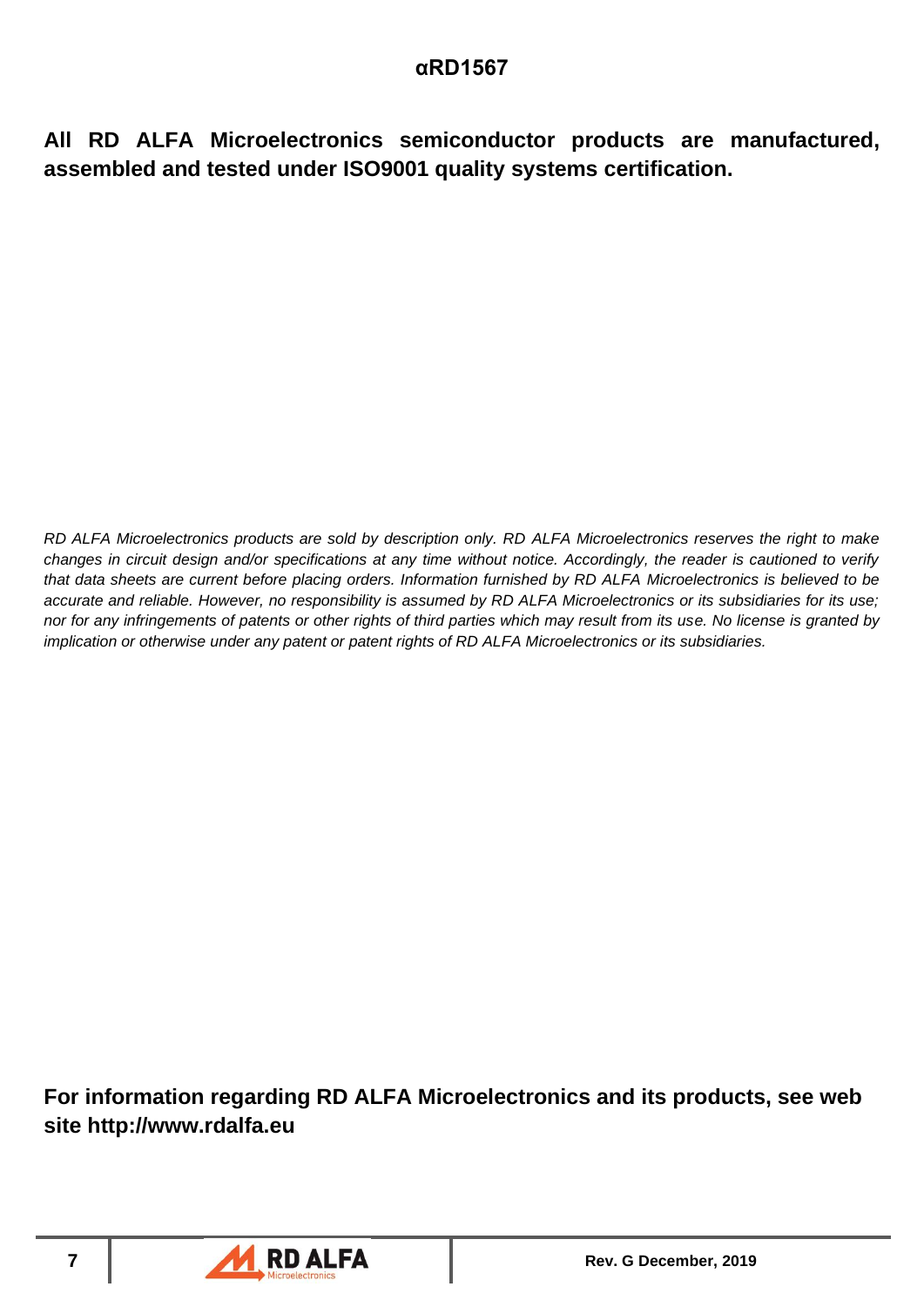**All RD ALFA Microelectronics semiconductor products are manufactured, assembled and tested under ISO9001 quality systems certification.**

*RD ALFA Microelectronics products are sold by description only. RD ALFA Microelectronics reserves the right to make changes in circuit design and/or specifications at any time without notice. Accordingly, the reader is cautioned to verify that data sheets are current before placing orders. Information furnished by RD ALFA Microelectronics is believed to be accurate and reliable. However, no responsibility is assumed by RD ALFA Microelectronics or its subsidiaries for its use; nor for any infringements of patents or other rights of third parties which may result from its use. No license is granted by implication or otherwise under any patent or patent rights of RD ALFA Microelectronics or its subsidiaries.*

**For information regarding RD ALFA Microelectronics and its products, see web site http://www.rdalfa.eu**